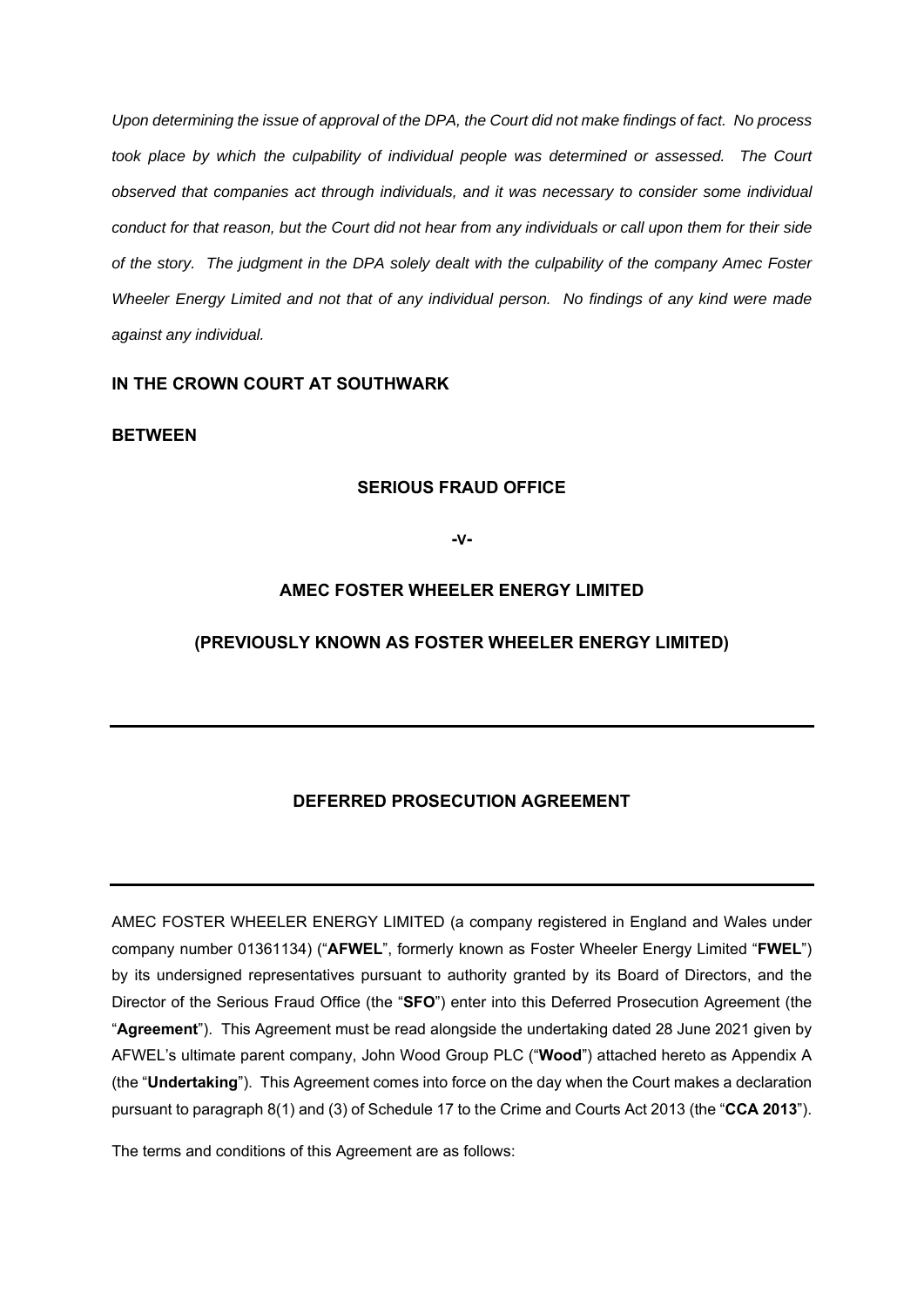*Upon determining the issue of approval of the DPA, the Court did not make findings of fact. No process took place by which the culpability of individual people was determined or assessed. The Court observed that companies act through individuals, and it was necessary to consider some individual conduct for that reason, but the Court did not hear from any individuals or call upon them for their side of the story. The judgment in the DPA solely dealt with the culpability of the company Amec Foster Wheeler Energy Limited and not that of any individual person. No findings of any kind were made against any individual.*

**IN THE CROWN COURT AT SOUTHWARK**

**BETWEEN**

**SERIOUS FRAUD OFFICE**

**-v-**

**AMEC FOSTER WHEELER ENERGY LIMITED**

**(PREVIOUSLY KNOWN AS FOSTER WHEELER ENERGY LIMITED)**

---

# DEFERRED PROSECUTION AGREEMENT

---

AMEC FOSTER WHEELER ENERGY LIMITED (a company registered in England and Wales under company number 01361134) ("**AFWEL**", formerly known as Foster Wheeler Energy Limited "**FWEL**") by its undersigned representatives pursuant to authority granted by its Board of Directors, and the Director of the Serious Fraud Office (the "**SFO**") enter into this Deferred Prosecution Agreement (the "**Agreement**"). This Agreement must be read alongside the undertaking dated 28 June 2021 given by AFWEL's ultimate parent company, John Wood Group PLC ("**Wood**") attached hereto as Appendix A (the "**Undertaking**"). This Agreement comes into force on the day when the Court makes a declaration pursuant to paragraph 8(1) and (3) of Schedule 17 to the Crime and Courts Act 2013 (the "**CCA 2013**").

The terms and conditions of this Agreement are as follows: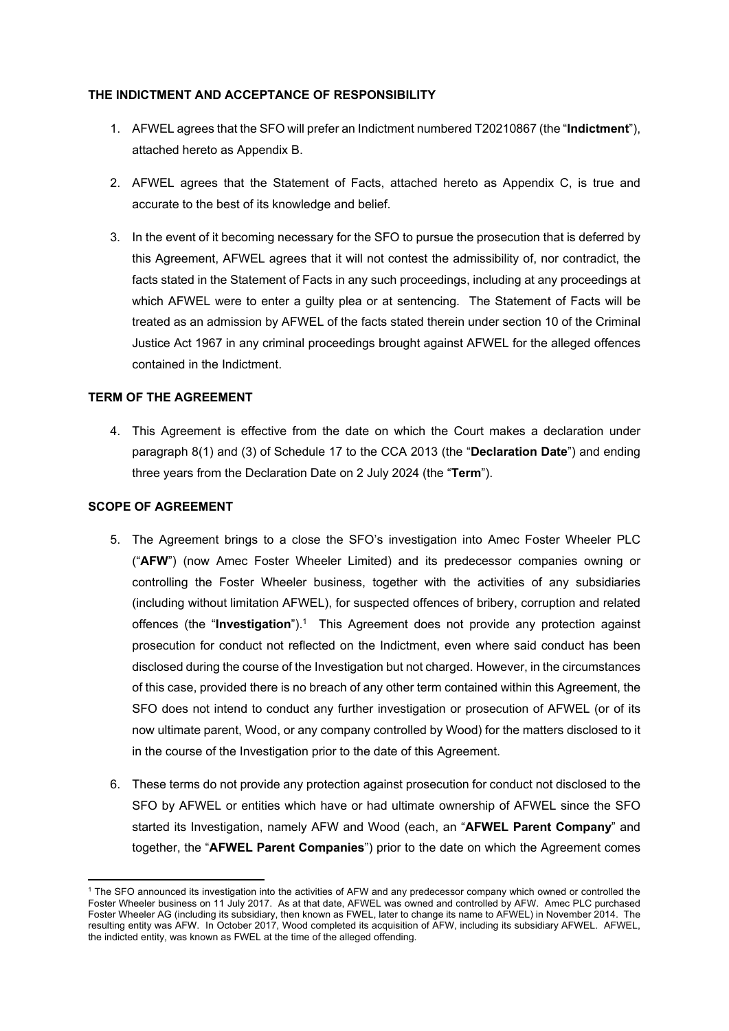**THE INDICTMENT AND ACCEPTANCE OF RESPONSIBILITY**

1. AFWEL agrees that the SFO will prefer an Indictment numbered T20210867 (the "**Indictment**"), attached hereto as Appendix B.

2. AFWEL agrees that the Statement of Facts, attached hereto as Appendix C, is true and accurate to the best of its knowledge and belief.

3. In the event of it becoming necessary for the SFO to pursue the prosecution that is deferred by this Agreement, AFWEL agrees that it will not contest the admissibility of, nor contradict, the facts stated in the Statement of Facts in any such proceedings, including at any proceedings at which AFWEL were to enter a guilty plea or at sentencing. The Statement of Facts will be treated as an admission by AFWEL of the facts stated therein under section 10 of the Criminal Justice Act 1967 in any criminal proceedings brought against AFWEL for the alleged offences contained in the Indictment.

**TERM OF THE AGREEMENT**

4. This Agreement is effective from the date on which the Court makes a declaration under paragraph 8(1) and (3) of Schedule 17 to the CCA 2013 (the "**Declaration Date**") and ending three years from the Declaration Date on 2 July 2024 (the "**Term**").

**SCOPE OF AGREEMENT**

5. The Agreement brings to a close the SFO's investigation into Amec Foster Wheeler PLC ("**AFW**") (now Amec Foster Wheeler Limited) and its predecessor companies owning or controlling the Foster Wheeler business, together with the activities of any subsidiaries (including without limitation AFWEL), for suspected offences of bribery, corruption and related offences (the "**Investigation**").[1] This Agreement does not provide any protection against prosecution for conduct not reflected on the Indictment, even where said conduct has been disclosed during the course of the Investigation but not charged. However, in the circumstances of this case, provided there is no breach of any other term contained within this Agreement, the SFO does not intend to conduct any further investigation or prosecution of AFWEL (or of its now ultimate parent, Wood, or any company controlled by Wood) for the matters disclosed to it in the course of the Investigation prior to the date of this Agreement.

6. These terms do not provide any protection against prosecution for conduct not disclosed to the SFO by AFWEL or entities which have or had ultimate ownership of AFWEL since the SFO started its Investigation, namely AFW and Wood (each, an "**AFWEL Parent Company**" and together, the "**AFWEL Parent Companies**") prior to the date on which the Agreement comes

[1] The SFO announced its investigation into the activities of AFW and any predecessor company which owned or controlled the Foster Wheeler business on 11 July 2017. As at that date, AFWEL was owned and controlled by AFW. Amec PLC purchased Foster Wheeler AG (including its subsidiary, then known as FWEL, later to change its name to AFWEL) in November 2014. The resulting entity was AFW. In October 2017, Wood completed its acquisition of AFW, including its subsidiary AFWEL. AFWEL, the indicted entity, was known as FWEL at the time of the alleged offending.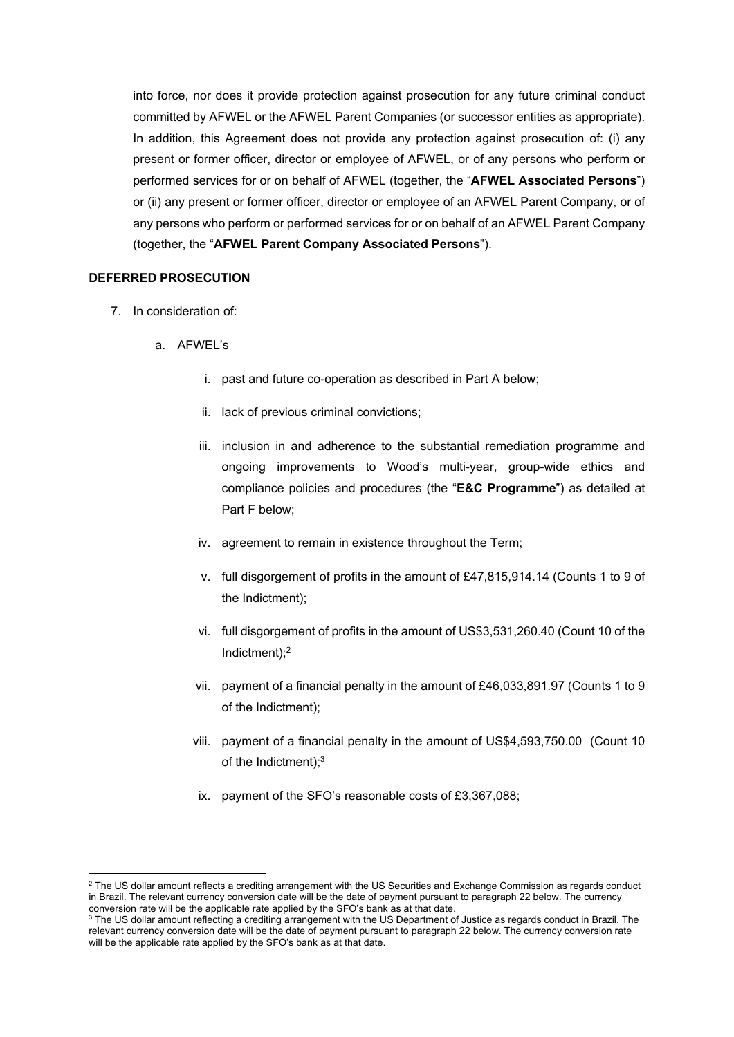into force, nor does it provide protection against prosecution for any future criminal conduct committed by AFWEL or the AFWEL Parent Companies (or successor entities as appropriate). In addition, this Agreement does not provide any protection against prosecution of: (i) any present or former officer, director or employee of AFWEL, or of any persons who perform or performed services for or on behalf of AFWEL (together, the "**AFWEL Associated Persons**") or (ii) any present or former officer, director or employee of an AFWEL Parent Company, or of any persons who perform or performed services for or on behalf of an AFWEL Parent Company (together, the "**AFWEL Parent Company Associated Persons**").

**DEFERRED PROSECUTION**

7. In consideration of:

    a. AFWEL's

        i. past and future co-operation as described in Part A below;

        ii. lack of previous criminal convictions;

        iii. inclusion in and adherence to the substantial remediation programme and ongoing improvements to Wood's multi-year, group-wide ethics and compliance policies and procedures (the "**E&C Programme**") as detailed at Part F below;

        iv. agreement to remain in existence throughout the Term;

        v. full disgorgement of profits in the amount of £47,815,914.14 (Counts 1 to 9 of the Indictment);

        vi. full disgorgement of profits in the amount of US$3,531,260.40 (Count 10 of the Indictment);[2]

        vii. payment of a financial penalty in the amount of £46,033,891.97 (Counts 1 to 9 of the Indictment);

        viii. payment of a financial penalty in the amount of US$4,593,750.00 (Count 10 of the Indictment);[3]

        ix. payment of the SFO's reasonable costs of £3,367,088;

---

[2] The US dollar amount reflects a crediting arrangement with the US Securities and Exchange Commission as regards conduct in Brazil. The relevant currency conversion date will be the date of payment pursuant to paragraph 22 below. The currency conversion rate will be the applicable rate applied by the SFO's bank as at that date.

[3] The US dollar amount reflecting a crediting arrangement with the US Department of Justice as regards conduct in Brazil. The relevant currency conversion date will be the date of payment pursuant to paragraph 22 below. The currency conversion rate will be the applicable rate applied by the SFO's bank as at that date.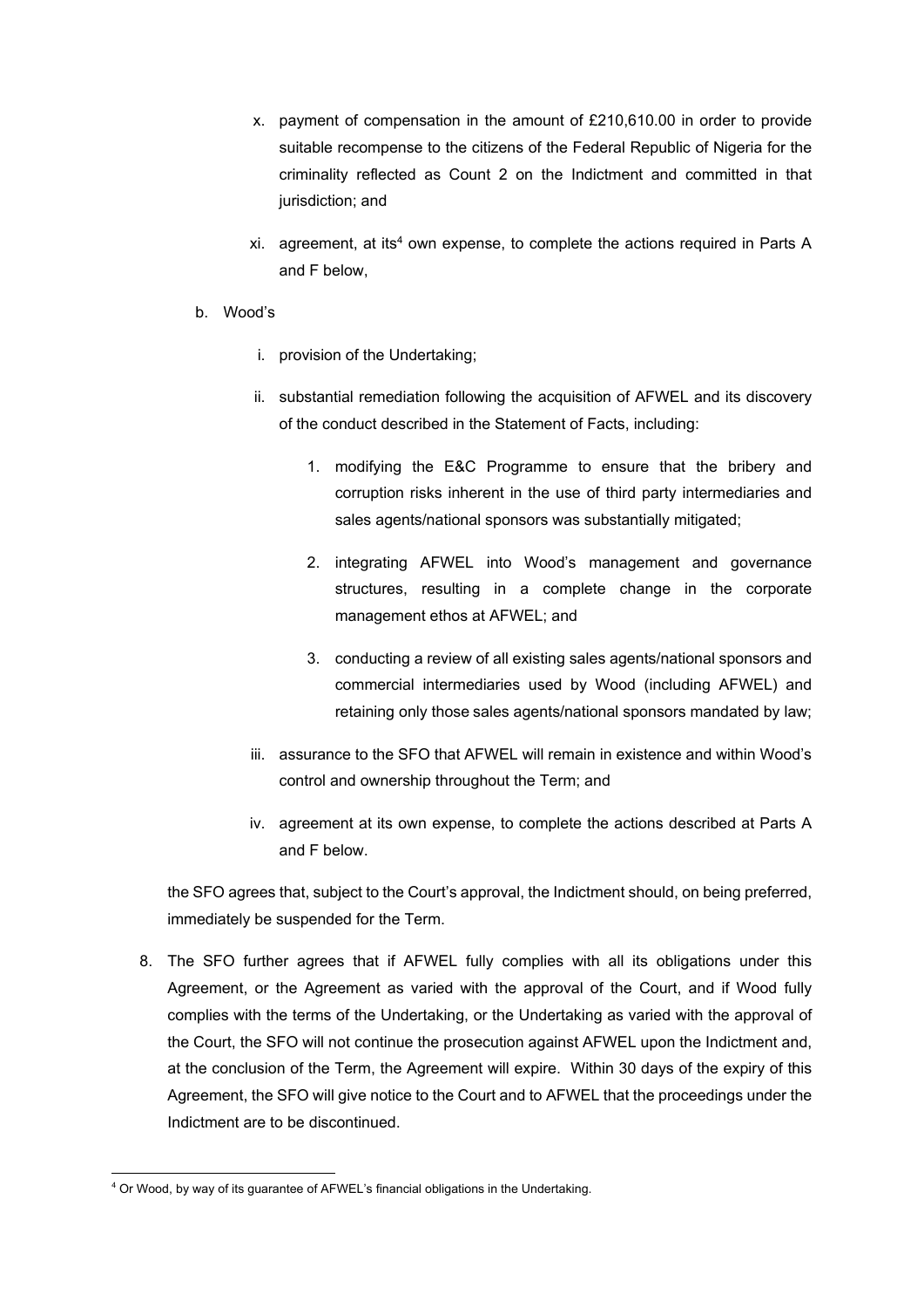x. payment of compensation in the amount of £210,610.00 in order to provide suitable recompense to the citizens of the Federal Republic of Nigeria for the criminality reflected as Count 2 on the Indictment and committed in that jurisdiction; and

xi. agreement, at its[4] own expense, to complete the actions required in Parts A and F below,

b. Wood's

i. provision of the Undertaking;

ii. substantial remediation following the acquisition of AFWEL and its discovery of the conduct described in the Statement of Facts, including:

1. modifying the E&C Programme to ensure that the bribery and corruption risks inherent in the use of third party intermediaries and sales agents/national sponsors was substantially mitigated;

2. integrating AFWEL into Wood's management and governance structures, resulting in a complete change in the corporate management ethos at AFWEL; and

3. conducting a review of all existing sales agents/national sponsors and commercial intermediaries used by Wood (including AFWEL) and retaining only those sales agents/national sponsors mandated by law;

iii. assurance to the SFO that AFWEL will remain in existence and within Wood's control and ownership throughout the Term; and

iv. agreement at its own expense, to complete the actions described at Parts A and F below.

the SFO agrees that, subject to the Court's approval, the Indictment should, on being preferred, immediately be suspended for the Term.

8. The SFO further agrees that if AFWEL fully complies with all its obligations under this Agreement, or the Agreement as varied with the approval of the Court, and if Wood fully complies with the terms of the Undertaking, or the Undertaking as varied with the approval of the Court, the SFO will not continue the prosecution against AFWEL upon the Indictment and, at the conclusion of the Term, the Agreement will expire. Within 30 days of the expiry of this Agreement, the SFO will give notice to the Court and to AFWEL that the proceedings under the Indictment are to be discontinued.

[4] Or Wood, by way of its guarantee of AFWEL's financial obligations in the Undertaking.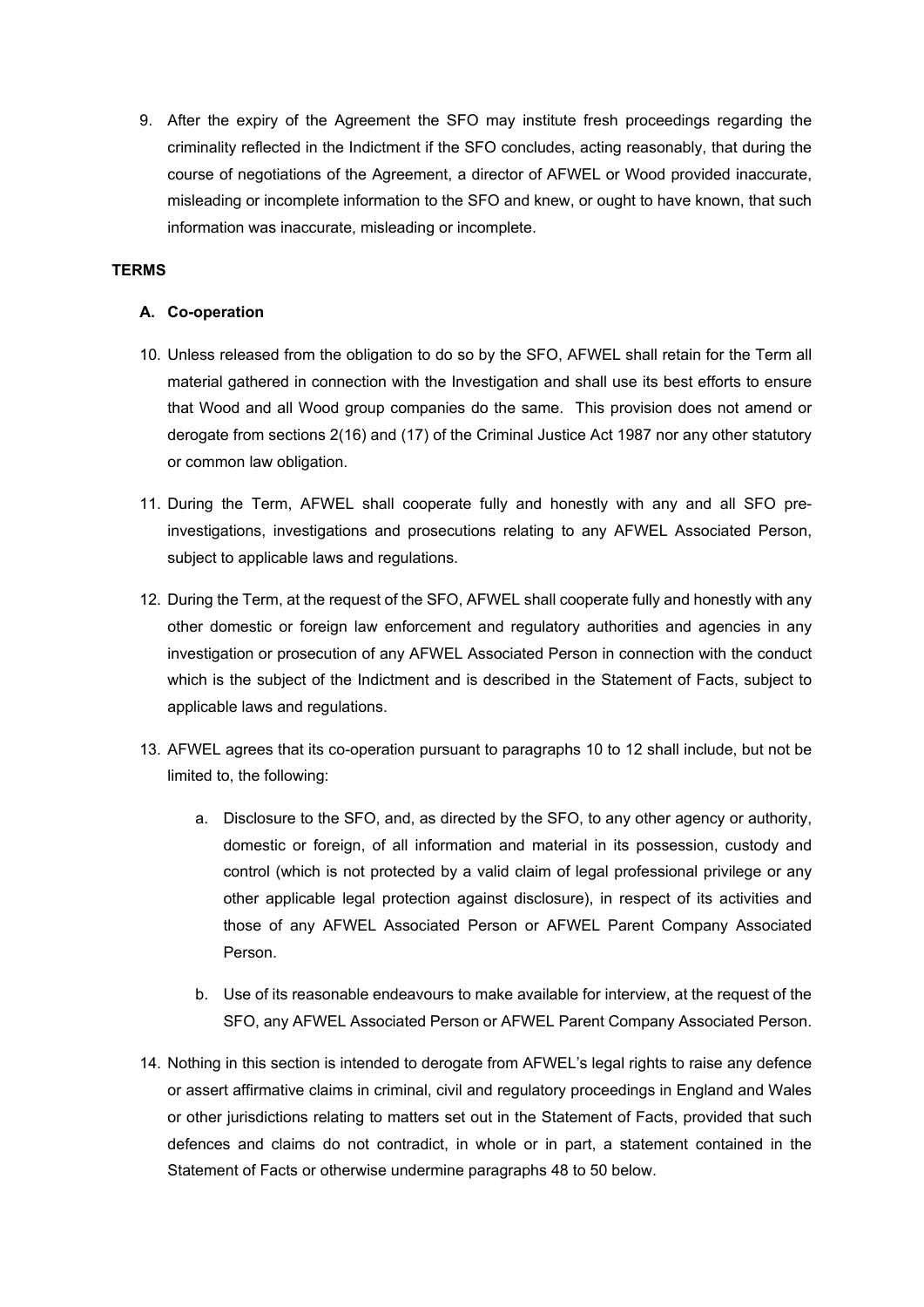9. After the expiry of the Agreement the SFO may institute fresh proceedings regarding the criminality reflected in the Indictment if the SFO concludes, acting reasonably, that during the course of negotiations of the Agreement, a director of AFWEL or Wood provided inaccurate, misleading or incomplete information to the SFO and knew, or ought to have known, that such information was inaccurate, misleading or incomplete.

## TERMS

### A. Co-operation

10. Unless released from the obligation to do so by the SFO, AFWEL shall retain for the Term all material gathered in connection with the Investigation and shall use its best efforts to ensure that Wood and all Wood group companies do the same. This provision does not amend or derogate from sections 2(16) and (17) of the Criminal Justice Act 1987 nor any other statutory or common law obligation.

11. During the Term, AFWEL shall cooperate fully and honestly with any and all SFO pre-investigations, investigations and prosecutions relating to any AFWEL Associated Person, subject to applicable laws and regulations.

12. During the Term, at the request of the SFO, AFWEL shall cooperate fully and honestly with any other domestic or foreign law enforcement and regulatory authorities and agencies in any investigation or prosecution of any AFWEL Associated Person in connection with the conduct which is the subject of the Indictment and is described in the Statement of Facts, subject to applicable laws and regulations.

13. AFWEL agrees that its co-operation pursuant to paragraphs 10 to 12 shall include, but not be limited to, the following:

    a. Disclosure to the SFO, and, as directed by the SFO, to any other agency or authority, domestic or foreign, of all information and material in its possession, custody and control (which is not protected by a valid claim of legal professional privilege or any other applicable legal protection against disclosure), in respect of its activities and those of any AFWEL Associated Person or AFWEL Parent Company Associated Person.

    b. Use of its reasonable endeavours to make available for interview, at the request of the SFO, any AFWEL Associated Person or AFWEL Parent Company Associated Person.

14. Nothing in this section is intended to derogate from AFWEL's legal rights to raise any defence or assert affirmative claims in criminal, civil and regulatory proceedings in England and Wales or other jurisdictions relating to matters set out in the Statement of Facts, provided that such defences and claims do not contradict, in whole or in part, a statement contained in the Statement of Facts or otherwise undermine paragraphs 48 to 50 below.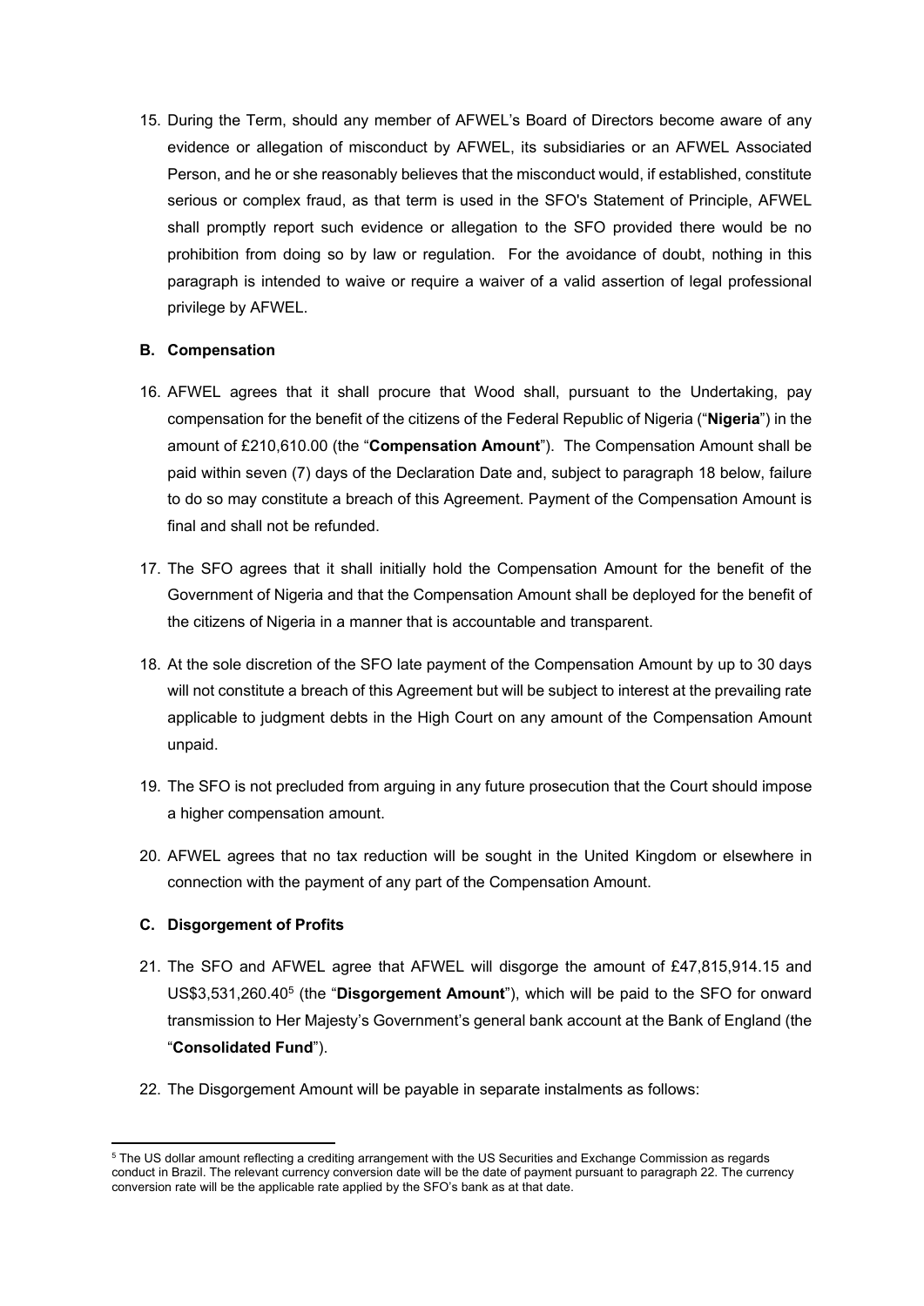15. During the Term, should any member of AFWEL's Board of Directors become aware of any evidence or allegation of misconduct by AFWEL, its subsidiaries or an AFWEL Associated Person, and he or she reasonably believes that the misconduct would, if established, constitute serious or complex fraud, as that term is used in the SFO's Statement of Principle, AFWEL shall promptly report such evidence or allegation to the SFO provided there would be no prohibition from doing so by law or regulation. For the avoidance of doubt, nothing in this paragraph is intended to waive or require a waiver of a valid assertion of legal professional privilege by AFWEL.

### B. Compensation

16. AFWEL agrees that it shall procure that Wood shall, pursuant to the Undertaking, pay compensation for the benefit of the citizens of the Federal Republic of Nigeria ("**Nigeria**") in the amount of £210,610.00 (the "**Compensation Amount**"). The Compensation Amount shall be paid within seven (7) days of the Declaration Date and, subject to paragraph 18 below, failure to do so may constitute a breach of this Agreement. Payment of the Compensation Amount is final and shall not be refunded.

17. The SFO agrees that it shall initially hold the Compensation Amount for the benefit of the Government of Nigeria and that the Compensation Amount shall be deployed for the benefit of the citizens of Nigeria in a manner that is accountable and transparent.

18. At the sole discretion of the SFO late payment of the Compensation Amount by up to 30 days will not constitute a breach of this Agreement but will be subject to interest at the prevailing rate applicable to judgment debts in the High Court on any amount of the Compensation Amount unpaid.

19. The SFO is not precluded from arguing in any future prosecution that the Court should impose a higher compensation amount.

20. AFWEL agrees that no tax reduction will be sought in the United Kingdom or elsewhere in connection with the payment of any part of the Compensation Amount.

### C. Disgorgement of Profits

21. The SFO and AFWEL agree that AFWEL will disgorge the amount of £47,815,914.15 and US$3,531,260.40[5] (the "**Disgorgement Amount**"), which will be paid to the SFO for onward transmission to Her Majesty's Government's general bank account at the Bank of England (the "**Consolidated Fund**").

22. The Disgorgement Amount will be payable in separate instalments as follows:

[5] The US dollar amount reflecting a crediting arrangement with the US Securities and Exchange Commission as regards conduct in Brazil. The relevant currency conversion date will be the date of payment pursuant to paragraph 22. The currency conversion rate will be the applicable rate applied by the SFO's bank as at that date.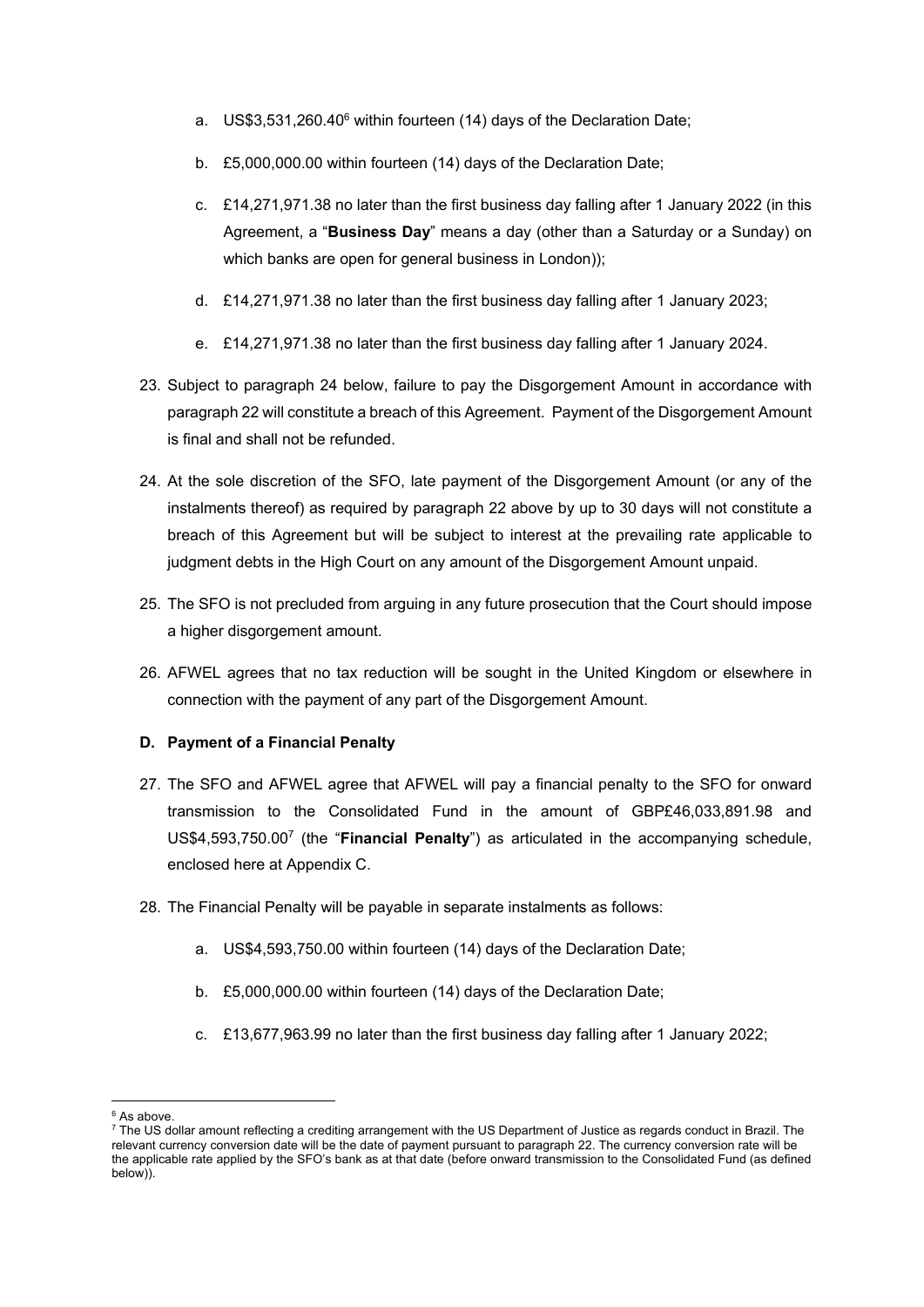a. US$3,531,260.40[6] within fourteen (14) days of the Declaration Date;

b. £5,000,000.00 within fourteen (14) days of the Declaration Date;

c. £14,271,971.38 no later than the first business day falling after 1 January 2022 (in this Agreement, a "**Business Day**" means a day (other than a Saturday or a Sunday) on which banks are open for general business in London));

d. £14,271,971.38 no later than the first business day falling after 1 January 2023;

e. £14,271,971.38 no later than the first business day falling after 1 January 2024.

23. Subject to paragraph 24 below, failure to pay the Disgorgement Amount in accordance with paragraph 22 will constitute a breach of this Agreement. Payment of the Disgorgement Amount is final and shall not be refunded.

24. At the sole discretion of the SFO, late payment of the Disgorgement Amount (or any of the instalments thereof) as required by paragraph 22 above by up to 30 days will not constitute a breach of this Agreement but will be subject to interest at the prevailing rate applicable to judgment debts in the High Court on any amount of the Disgorgement Amount unpaid.

25. The SFO is not precluded from arguing in any future prosecution that the Court should impose a higher disgorgement amount.

26. AFWEL agrees that no tax reduction will be sought in the United Kingdom or elsewhere in connection with the payment of any part of the Disgorgement Amount.

### D. Payment of a Financial Penalty

27. The SFO and AFWEL agree that AFWEL will pay a financial penalty to the SFO for onward transmission to the Consolidated Fund in the amount of GBP£46,033,891.98 and US$4,593,750.00[7] (the "**Financial Penalty**") as articulated in the accompanying schedule, enclosed here at Appendix C.

28. The Financial Penalty will be payable in separate instalments as follows:

a. US$4,593,750.00 within fourteen (14) days of the Declaration Date;

b. £5,000,000.00 within fourteen (14) days of the Declaration Date;

c. £13,677,963.99 no later than the first business day falling after 1 January 2022;

---

[6] As above.

[7] The US dollar amount reflecting a crediting arrangement with the US Department of Justice as regards conduct in Brazil. The relevant currency conversion date will be the date of payment pursuant to paragraph 22. The currency conversion rate will be the applicable rate applied by the SFO's bank as at that date (before onward transmission to the Consolidated Fund (as defined below)).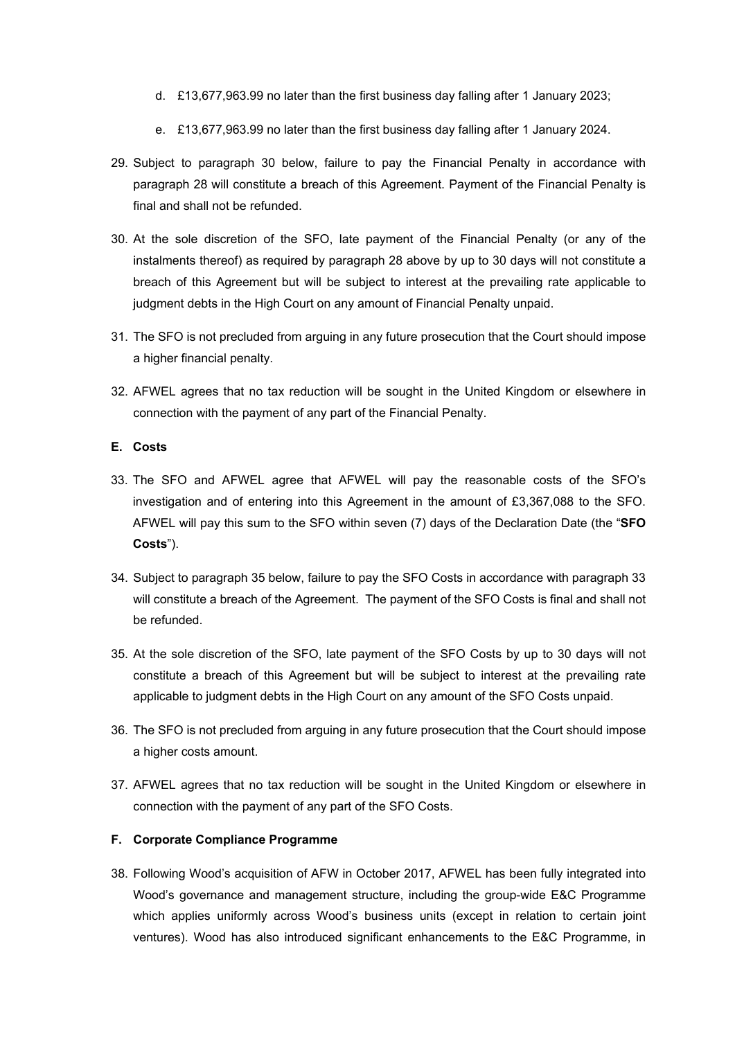d. £13,677,963.99 no later than the first business day falling after 1 January 2023;

e. £13,677,963.99 no later than the first business day falling after 1 January 2024.

29. Subject to paragraph 30 below, failure to pay the Financial Penalty in accordance with paragraph 28 will constitute a breach of this Agreement. Payment of the Financial Penalty is final and shall not be refunded.

30. At the sole discretion of the SFO, late payment of the Financial Penalty (or any of the instalments thereof) as required by paragraph 28 above by up to 30 days will not constitute a breach of this Agreement but will be subject to interest at the prevailing rate applicable to judgment debts in the High Court on any amount of Financial Penalty unpaid.

31. The SFO is not precluded from arguing in any future prosecution that the Court should impose a higher financial penalty.

32. AFWEL agrees that no tax reduction will be sought in the United Kingdom or elsewhere in connection with the payment of any part of the Financial Penalty.

**E. Costs**

33. The SFO and AFWEL agree that AFWEL will pay the reasonable costs of the SFO's investigation and of entering into this Agreement in the amount of £3,367,088 to the SFO. AFWEL will pay this sum to the SFO within seven (7) days of the Declaration Date (the "**SFO Costs**").

34. Subject to paragraph 35 below, failure to pay the SFO Costs in accordance with paragraph 33 will constitute a breach of the Agreement. The payment of the SFO Costs is final and shall not be refunded.

35. At the sole discretion of the SFO, late payment of the SFO Costs by up to 30 days will not constitute a breach of this Agreement but will be subject to interest at the prevailing rate applicable to judgment debts in the High Court on any amount of the SFO Costs unpaid.

36. The SFO is not precluded from arguing in any future prosecution that the Court should impose a higher costs amount.

37. AFWEL agrees that no tax reduction will be sought in the United Kingdom or elsewhere in connection with the payment of any part of the SFO Costs.

**F. Corporate Compliance Programme**

38. Following Wood's acquisition of AFW in October 2017, AFWEL has been fully integrated into Wood's governance and management structure, including the group-wide E&C Programme which applies uniformly across Wood's business units (except in relation to certain joint ventures). Wood has also introduced significant enhancements to the E&C Programme, in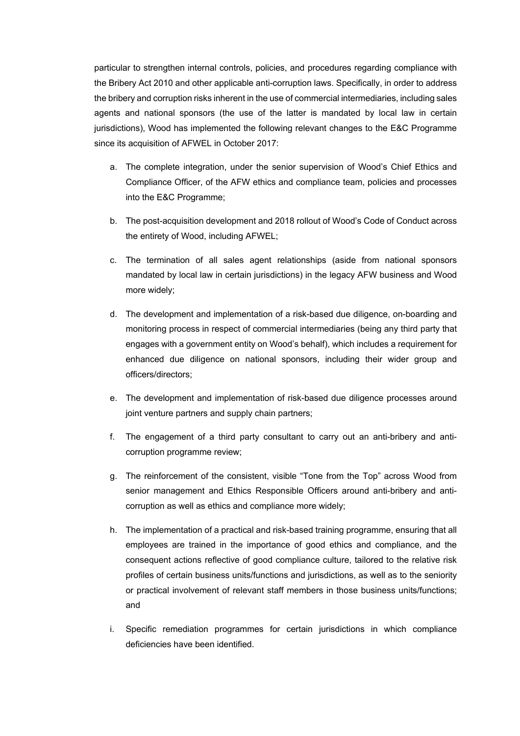particular to strengthen internal controls, policies, and procedures regarding compliance with the Bribery Act 2010 and other applicable anti-corruption laws. Specifically, in order to address the bribery and corruption risks inherent in the use of commercial intermediaries, including sales agents and national sponsors (the use of the latter is mandated by local law in certain jurisdictions), Wood has implemented the following relevant changes to the E&C Programme since its acquisition of AFWEL in October 2017:

a. The complete integration, under the senior supervision of Wood's Chief Ethics and Compliance Officer, of the AFW ethics and compliance team, policies and processes into the E&C Programme;

b. The post-acquisition development and 2018 rollout of Wood's Code of Conduct across the entirety of Wood, including AFWEL;

c. The termination of all sales agent relationships (aside from national sponsors mandated by local law in certain jurisdictions) in the legacy AFW business and Wood more widely;

d. The development and implementation of a risk-based due diligence, on-boarding and monitoring process in respect of commercial intermediaries (being any third party that engages with a government entity on Wood's behalf), which includes a requirement for enhanced due diligence on national sponsors, including their wider group and officers/directors;

e. The development and implementation of risk-based due diligence processes around joint venture partners and supply chain partners;

f. The engagement of a third party consultant to carry out an anti-bribery and anti-corruption programme review;

g. The reinforcement of the consistent, visible "Tone from the Top" across Wood from senior management and Ethics Responsible Officers around anti-bribery and anti-corruption as well as ethics and compliance more widely;

h. The implementation of a practical and risk-based training programme, ensuring that all employees are trained in the importance of good ethics and compliance, and the consequent actions reflective of good compliance culture, tailored to the relative risk profiles of certain business units/functions and jurisdictions, as well as to the seniority or practical involvement of relevant staff members in those business units/functions; and

i. Specific remediation programmes for certain jurisdictions in which compliance deficiencies have been identified.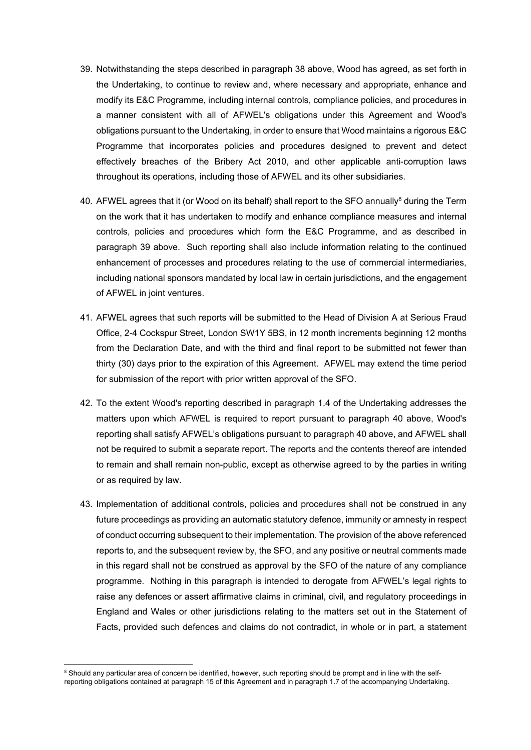39. Notwithstanding the steps described in paragraph 38 above, Wood has agreed, as set forth in the Undertaking, to continue to review and, where necessary and appropriate, enhance and modify its E&C Programme, including internal controls, compliance policies, and procedures in a manner consistent with all of AFWEL's obligations under this Agreement and Wood's obligations pursuant to the Undertaking, in order to ensure that Wood maintains a rigorous E&C Programme that incorporates policies and procedures designed to prevent and detect effectively breaches of the Bribery Act 2010, and other applicable anti-corruption laws throughout its operations, including those of AFWEL and its other subsidiaries.

40. AFWEL agrees that it (or Wood on its behalf) shall report to the SFO annually[8] during the Term on the work that it has undertaken to modify and enhance compliance measures and internal controls, policies and procedures which form the E&C Programme, and as described in paragraph 39 above. Such reporting shall also include information relating to the continued enhancement of processes and procedures relating to the use of commercial intermediaries, including national sponsors mandated by local law in certain jurisdictions, and the engagement of AFWEL in joint ventures.

41. AFWEL agrees that such reports will be submitted to the Head of Division A at Serious Fraud Office, 2-4 Cockspur Street, London SW1Y 5BS, in 12 month increments beginning 12 months from the Declaration Date, and with the third and final report to be submitted not fewer than thirty (30) days prior to the expiration of this Agreement. AFWEL may extend the time period for submission of the report with prior written approval of the SFO.

42. To the extent Wood's reporting described in paragraph 1.4 of the Undertaking addresses the matters upon which AFWEL is required to report pursuant to paragraph 40 above, Wood's reporting shall satisfy AFWEL's obligations pursuant to paragraph 40 above, and AFWEL shall not be required to submit a separate report. The reports and the contents thereof are intended to remain and shall remain non-public, except as otherwise agreed to by the parties in writing or as required by law.

43. Implementation of additional controls, policies and procedures shall not be construed in any future proceedings as providing an automatic statutory defence, immunity or amnesty in respect of conduct occurring subsequent to their implementation. The provision of the above referenced reports to, and the subsequent review by, the SFO, and any positive or neutral comments made in this regard shall not be construed as approval by the SFO of the nature of any compliance programme. Nothing in this paragraph is intended to derogate from AFWEL's legal rights to raise any defences or assert affirmative claims in criminal, civil, and regulatory proceedings in England and Wales or other jurisdictions relating to the matters set out in the Statement of Facts, provided such defences and claims do not contradict, in whole or in part, a statement

[8] Should any particular area of concern be identified, however, such reporting should be prompt and in line with the self-reporting obligations contained at paragraph 15 of this Agreement and in paragraph 1.7 of the accompanying Undertaking.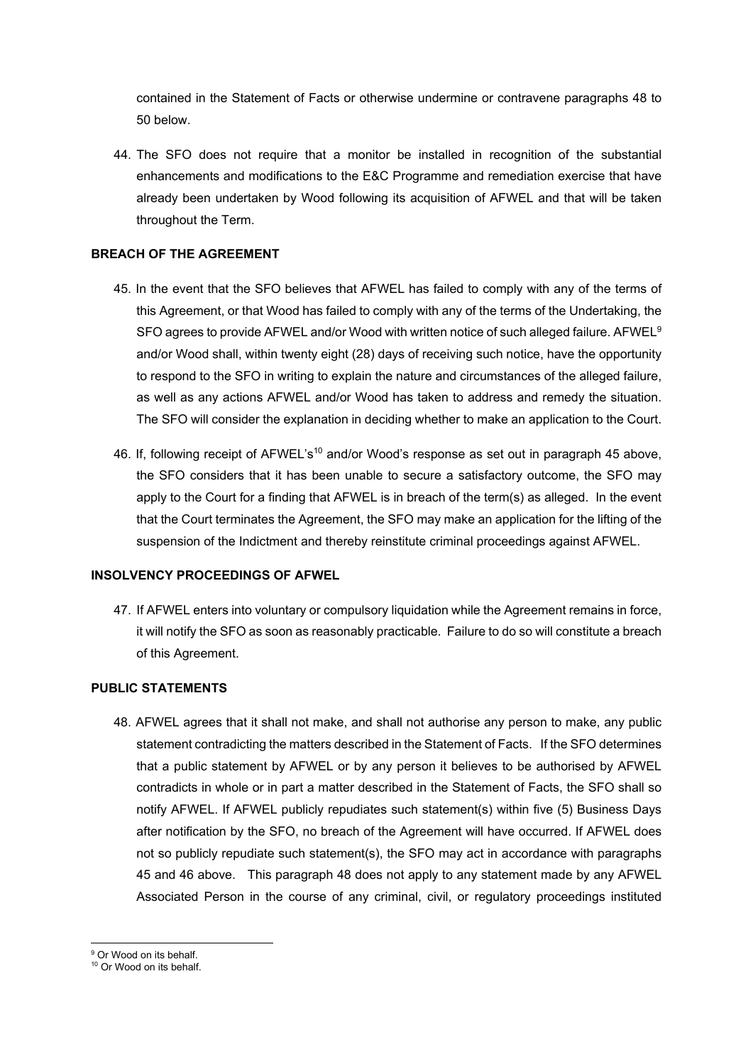contained in the Statement of Facts or otherwise undermine or contravene paragraphs 48 to 50 below.

44. The SFO does not require that a monitor be installed in recognition of the substantial enhancements and modifications to the E&C Programme and remediation exercise that have already been undertaken by Wood following its acquisition of AFWEL and that will be taken throughout the Term.

**BREACH OF THE AGREEMENT**

45. In the event that the SFO believes that AFWEL has failed to comply with any of the terms of this Agreement, or that Wood has failed to comply with any of the terms of the Undertaking, the SFO agrees to provide AFWEL and/or Wood with written notice of such alleged failure. AFWEL[9] and/or Wood shall, within twenty eight (28) days of receiving such notice, have the opportunity to respond to the SFO in writing to explain the nature and circumstances of the alleged failure, as well as any actions AFWEL and/or Wood has taken to address and remedy the situation. The SFO will consider the explanation in deciding whether to make an application to the Court.

46. If, following receipt of AFWEL's[10] and/or Wood's response as set out in paragraph 45 above, the SFO considers that it has been unable to secure a satisfactory outcome, the SFO may apply to the Court for a finding that AFWEL is in breach of the term(s) as alleged. In the event that the Court terminates the Agreement, the SFO may make an application for the lifting of the suspension of the Indictment and thereby reinstitute criminal proceedings against AFWEL.

**INSOLVENCY PROCEEDINGS OF AFWEL**

47. If AFWEL enters into voluntary or compulsory liquidation while the Agreement remains in force, it will notify the SFO as soon as reasonably practicable. Failure to do so will constitute a breach of this Agreement.

**PUBLIC STATEMENTS**

48. AFWEL agrees that it shall not make, and shall not authorise any person to make, any public statement contradicting the matters described in the Statement of Facts. If the SFO determines that a public statement by AFWEL or by any person it believes to be authorised by AFWEL contradicts in whole or in part a matter described in the Statement of Facts, the SFO shall so notify AFWEL. If AFWEL publicly repudiates such statement(s) within five (5) Business Days after notification by the SFO, no breach of the Agreement will have occurred. If AFWEL does not so publicly repudiate such statement(s), the SFO may act in accordance with paragraphs 45 and 46 above. This paragraph 48 does not apply to any statement made by any AFWEL Associated Person in the course of any criminal, civil, or regulatory proceedings instituted

[9] Or Wood on its behalf.

[10] Or Wood on its behalf.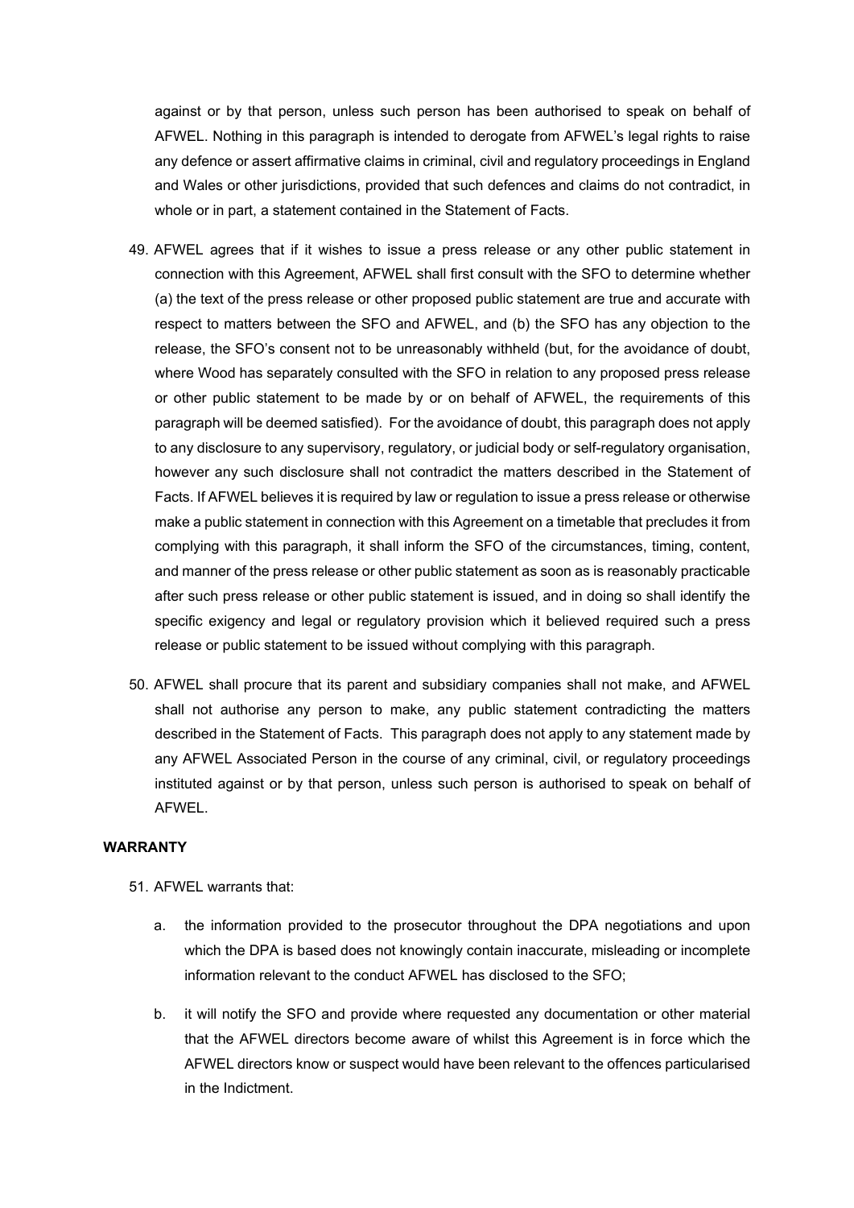against or by that person, unless such person has been authorised to speak on behalf of AFWEL. Nothing in this paragraph is intended to derogate from AFWEL's legal rights to raise any defence or assert affirmative claims in criminal, civil and regulatory proceedings in England and Wales or other jurisdictions, provided that such defences and claims do not contradict, in whole or in part, a statement contained in the Statement of Facts.

49. AFWEL agrees that if it wishes to issue a press release or any other public statement in connection with this Agreement, AFWEL shall first consult with the SFO to determine whether (a) the text of the press release or other proposed public statement are true and accurate with respect to matters between the SFO and AFWEL, and (b) the SFO has any objection to the release, the SFO's consent not to be unreasonably withheld (but, for the avoidance of doubt, where Wood has separately consulted with the SFO in relation to any proposed press release or other public statement to be made by or on behalf of AFWEL, the requirements of this paragraph will be deemed satisfied). For the avoidance of doubt, this paragraph does not apply to any disclosure to any supervisory, regulatory, or judicial body or self-regulatory organisation, however any such disclosure shall not contradict the matters described in the Statement of Facts. If AFWEL believes it is required by law or regulation to issue a press release or otherwise make a public statement in connection with this Agreement on a timetable that precludes it from complying with this paragraph, it shall inform the SFO of the circumstances, timing, content, and manner of the press release or other public statement as soon as is reasonably practicable after such press release or other public statement is issued, and in doing so shall identify the specific exigency and legal or regulatory provision which it believed required such a press release or public statement to be issued without complying with this paragraph.

50. AFWEL shall procure that its parent and subsidiary companies shall not make, and AFWEL shall not authorise any person to make, any public statement contradicting the matters described in the Statement of Facts. This paragraph does not apply to any statement made by any AFWEL Associated Person in the course of any criminal, civil, or regulatory proceedings instituted against or by that person, unless such person is authorised to speak on behalf of AFWEL.

**WARRANTY**

51. AFWEL warrants that:

    a. the information provided to the prosecutor throughout the DPA negotiations and upon which the DPA is based does not knowingly contain inaccurate, misleading or incomplete information relevant to the conduct AFWEL has disclosed to the SFO;

    b. it will notify the SFO and provide where requested any documentation or other material that the AFWEL directors become aware of whilst this Agreement is in force which the AFWEL directors know or suspect would have been relevant to the offences particularised in the Indictment.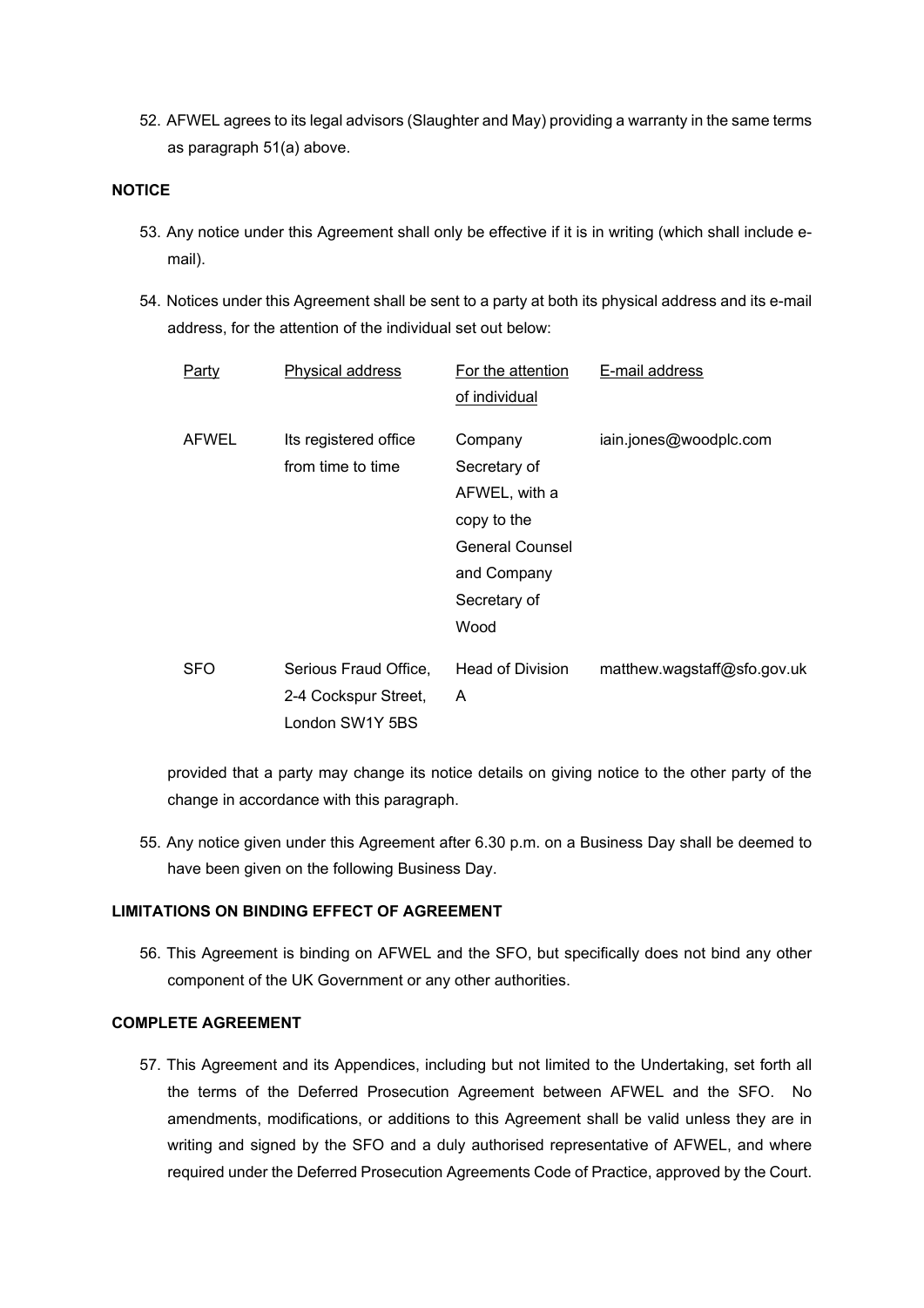52. AFWEL agrees to its legal advisors (Slaughter and May) providing a warranty in the same terms as paragraph 51(a) above.

**NOTICE**

53. Any notice under this Agreement shall only be effective if it is in writing (which shall include e-mail).

54. Notices under this Agreement shall be sent to a party at both its physical address and its e-mail address, for the attention of the individual set out below:

| Party | Physical address | For the attention of individual | E-mail address |
|---|---|---|---|
| AFWEL | Its registered office from time to time | Company Secretary of AFWEL, with a copy to the General Counsel and Company Secretary of Wood | iain.jones@woodplc.com |
| SFO | Serious Fraud Office, 2-4 Cockspur Street, London SW1Y 5BS | Head of Division A | matthew.wagstaff@sfo.gov.uk |

provided that a party may change its notice details on giving notice to the other party of the change in accordance with this paragraph.

55. Any notice given under this Agreement after 6.30 p.m. on a Business Day shall be deemed to have been given on the following Business Day.

**LIMITATIONS ON BINDING EFFECT OF AGREEMENT**

56. This Agreement is binding on AFWEL and the SFO, but specifically does not bind any other component of the UK Government or any other authorities.

**COMPLETE AGREEMENT**

57. This Agreement and its Appendices, including but not limited to the Undertaking, set forth all the terms of the Deferred Prosecution Agreement between AFWEL and the SFO. No amendments, modifications, or additions to this Agreement shall be valid unless they are in writing and signed by the SFO and a duly authorised representative of AFWEL, and where required under the Deferred Prosecution Agreements Code of Practice, approved by the Court.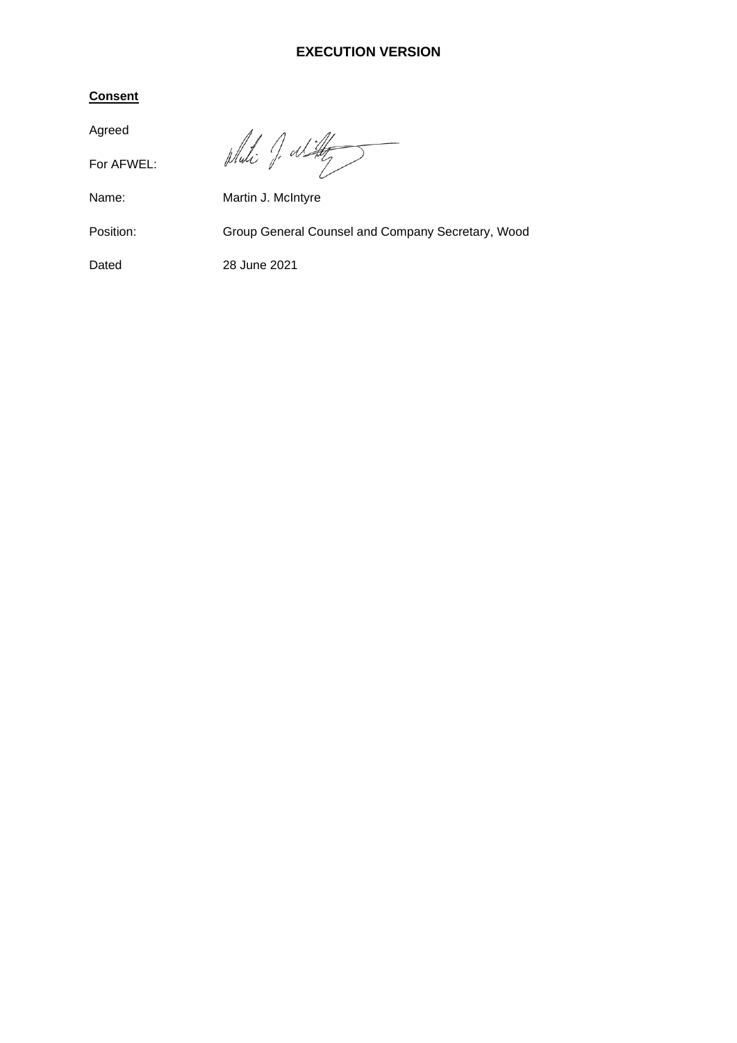**EXECUTION VERSION**

**Consent**

Agreed

For AFWEL:

Name: Martin J. McIntyre

Position: Group General Counsel and Company Secretary, Wood

Dated 28 June 2021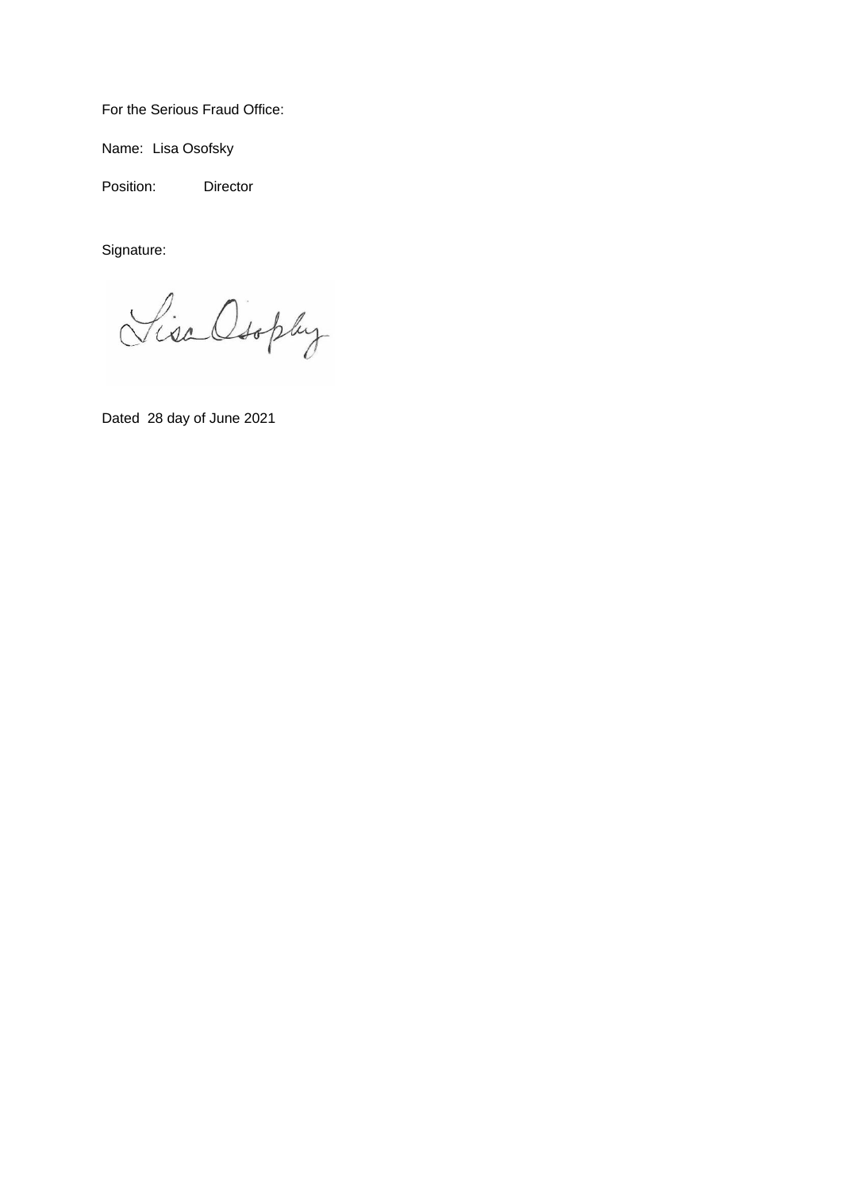For the Serious Fraud Office:

Name: Lisa Osofsky

Position: Director

Signature:

Dated 28 day of June 2021